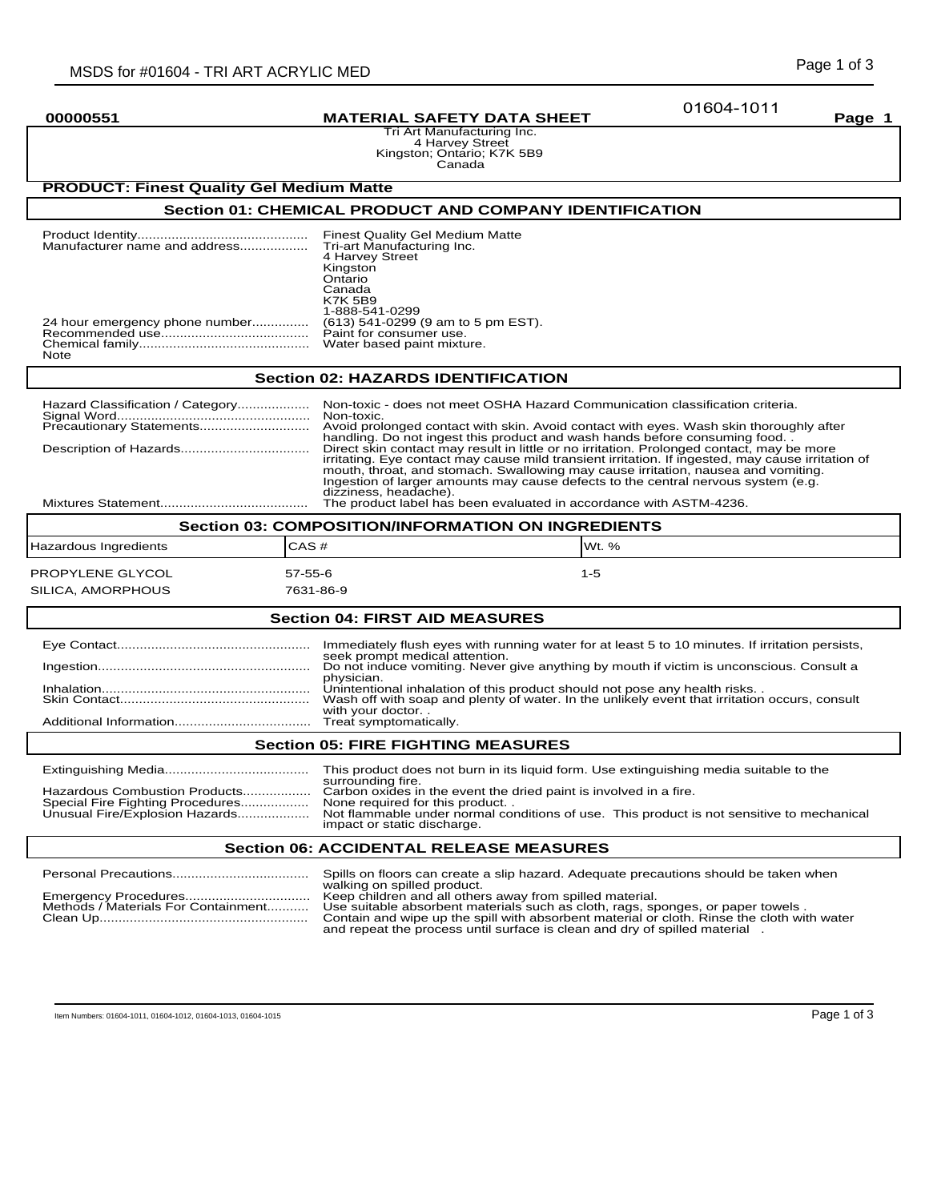| 00000551 | MATERIAL SAFETY DATA SHEET | 01604-1011 | Page 1 |
|---|---|---|---|

Tri Art Manufacturing Inc.
4 Harvey Street
Kingston; Ontario; K7K 5B9
Canada

**PRODUCT: Finest Quality Gel Medium Matte**

## Section 01: CHEMICAL PRODUCT AND COMPANY IDENTIFICATION

| | |
|---|---|
| Product Identity | Finest Quality Gel Medium Matte |
| Manufacturer name and address | Tri-art Manufacturing Inc.<br>4 Harvey Street<br>Kingston<br>Ontario<br>Canada<br>K7K 5B9<br>1-888-541-0299 |
| 24 hour emergency phone number | (613) 541-0299 (9 am to 5 pm EST). |
| Recommended use | Paint for consumer use. |
| Chemical family | Water based paint mixture. |
| Note | |

## Section 02: HAZARDS IDENTIFICATION

| | |
|---|---|
| Hazard Classification / Category | Non-toxic - does not meet OSHA Hazard Communication classification criteria. |
| Signal Word | Non-toxic. |
| Precautionary Statements | Avoid prolonged contact with skin. Avoid contact with eyes. Wash skin thoroughly after handling. Do not ingest this product and wash hands before consuming food. . |
| Description of Hazards | Direct skin contact may result in little or no irritation. Prolonged contact, may be more irritating. Eye contact may cause mild transient irritation. If ingested, may cause irritation of mouth, throat, and stomach. Swallowing may cause irritation, nausea and vomiting. Ingestion of larger amounts may cause defects to the central nervous system (e.g. dizziness, headache). |
| Mixtures Statement | The product label has been evaluated in accordance with ASTM-4236. |

## Section 03: COMPOSITION/INFORMATION ON INGREDIENTS

| Hazardous Ingredients | CAS # | Wt. % |
|---|---|---|
| PROPYLENE GLYCOL | 57-55-6 | 1-5 |
| SILICA, AMORPHOUS | 7631-86-9 | |

## Section 04: FIRST AID MEASURES

| | |
|---|---|
| Eye Contact | Immediately flush eyes with running water for at least 5 to 10 minutes. If irritation persists, seek prompt medical attention. |
| Ingestion | Do not induce vomiting. Never give anything by mouth if victim is unconscious. Consult a physician. |
| Inhalation | Unintentional inhalation of this product should not pose any health risks. . |
| Skin Contact | Wash off with soap and plenty of water. In the unlikely event that irritation occurs, consult with your doctor. . |
| Additional Information | Treat symptomatically. |

## Section 05: FIRE FIGHTING MEASURES

| | |
|---|---|
| Extinguishing Media | This product does not burn in its liquid form. Use extinguishing media suitable to the surrounding fire. |
| Hazardous Combustion Products | Carbon oxides in the event the dried paint is involved in a fire. |
| Special Fire Fighting Procedures | None required for this product. . |
| Unusual Fire/Explosion Hazards | Not flammable under normal conditions of use. This product is not sensitive to mechanical impact or static discharge. |

## Section 06: ACCIDENTAL RELEASE MEASURES

| | |
|---|---|
| Personal Precautions | Spills on floors can create a slip hazard. Adequate precautions should be taken when walking on spilled product. |
| Emergency Procedures | Keep children and all others away from spilled material. |
| Methods / Materials For Containment | Use suitable absorbent materials such as cloth, rags, sponges, or paper towels . |
| Clean Up | Contain and wipe up the spill with absorbent material or cloth. Rinse the cloth with water and repeat the process until surface is clean and dry of spilled material . |

Item Numbers: 01604-1011, 01604-1012, 01604-1013, 01604-1015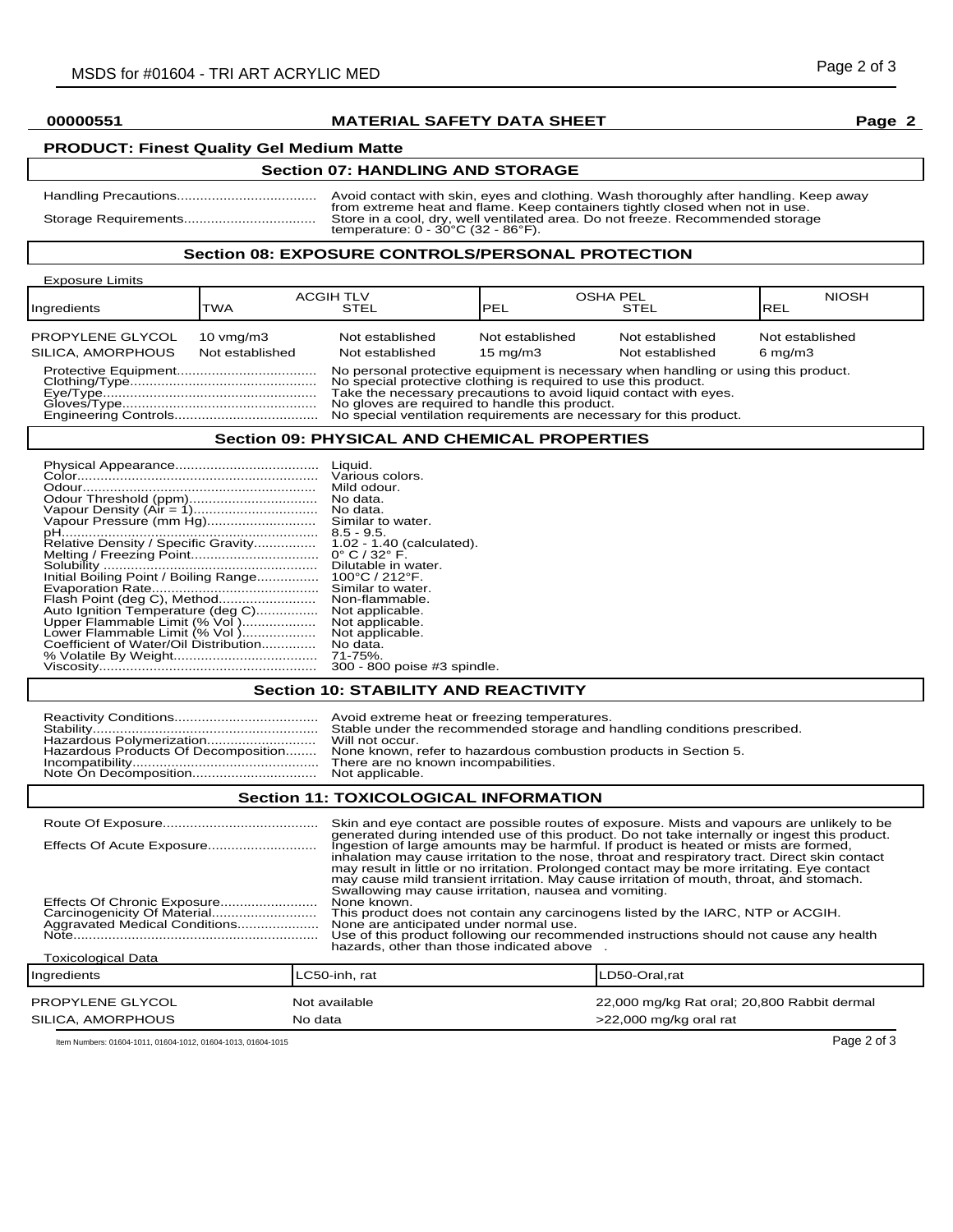**00000551** **MATERIAL SAFETY DATA SHEET** **Page 2**

**PRODUCT: Finest Quality Gel Medium Matte**

## Section 07: HANDLING AND STORAGE

Handling Precautions.................................... Avoid contact with skin, eyes and clothing. Wash thoroughly after handling. Keep away from extreme heat and flame. Keep containers tightly closed when not in use.

Storage Requirements.................................. Store in a cool, dry, well ventilated area. Do not freeze. Recommended storage temperature: 0 - 30°C (32 - 86°F).

## Section 08: EXPOSURE CONTROLS/PERSONAL PROTECTION

Exposure Limits

| Ingredients | ACGIH TLV TWA | ACGIH TLV STEL | OSHA PEL PEL | OSHA PEL STEL | NIOSH REL |
|---|---|---|---|---|---|
| PROPYLENE GLYCOL | 10 vmg/m3 | Not established | Not established | Not established | Not established |
| SILICA, AMORPHOUS | Not established | Not established | 15 mg/m3 | Not established | 6 mg/m3 |

Protective Equipment.................................... No personal protective equipment is necessary when handling or using this product.
Clothing/Type................................................ No special protective clothing is required to use this product.
Eye/Type....................................................... Take the necessary precautions to avoid liquid contact with eyes.
Gloves/Type.................................................. No gloves are required to handle this product.
Engineering Controls..................................... No special ventilation requirements are necessary for this product.

## Section 09: PHYSICAL AND CHEMICAL PROPERTIES

Physical Appearance..................................... Liquid.
Color.............................................................. Various colors.
Odour............................................................ Mild odour.
Odour Threshold (ppm)................................. No data.
Vapour Density (Air = 1)................................ No data.
Vapour Pressure (mm Hg)............................. Similar to water.
pH.................................................................. 8.5 - 9.5.
Relative Density / Specific Gravity................ 1.02 - 1.40 (calculated).
Melting / Freezing Point................................. 0° C / 32° F.
Solubility ....................................................... Dilutable in water.
Initial Boiling Point / Boiling Range................ 100°C / 212°F.
Evaporation Rate........................................... Similar to water.
Flash Point (deg C), Method.......................... Non-flammable.
Auto Ignition Temperature (deg C)................ Not applicable.
Upper Flammable Limit (% Vol )................... Not applicable.
Lower Flammable Limit (% Vol )................... Not applicable.
Coefficient of Water/Oil Distribution.............. No data.
% Volatile By Weight..................................... 71-75%.
Viscosity........................................................ 300 - 800 poise #3 spindle.

## Section 10: STABILITY AND REACTIVITY

Reactivity Conditions..................................... Avoid extreme heat or freezing temperatures.
Stability.......................................................... Stable under the recommended storage and handling conditions prescribed.
Hazardous Polymerization............................. Will not occur.
Hazardous Products Of Decomposition......... None known, refer to hazardous combustion products in Section 5.
Incompatibility................................................ There are no known incompatibilities.
Note On Decomposition................................ Not applicable.

## Section 11: TOXICOLOGICAL INFORMATION

Route Of Exposure........................................ Skin and eye contact are possible routes of exposure. Mists and vapours are unlikely to be generated during intended use of this product. Do not take internally or ingest this product.

Effects Of Acute Exposure............................ Ingestion of large amounts may be harmful. If product is heated or mists are formed, inhalation may cause irritation to the nose, throat and respiratory tract. Direct skin contact may result in little or no irritation. Prolonged contact may be more irritating. Eye contact may cause mild transient irritation. May cause irritation of mouth, throat, and stomach. Swallowing may cause irritation, nausea and vomiting.

Effects Of Chronic Exposure......................... None known.
Carcinogenicity Of Material........................... This product does not contain any carcinogens listed by the IARC, NTP or ACGIH.
Aggravated Medical Conditions..................... None are anticipated under normal use.
Note............................................................... Use of this product following our recommended instructions should not cause any health hazards, other than those indicated above .

Toxicological Data

| Ingredients | LC50-inh, rat | LD50-Oral,rat |
|---|---|---|
| PROPYLENE GLYCOL | Not available | 22,000 mg/kg Rat oral; 20,800 Rabbit dermal |
| SILICA, AMORPHOUS | No data | >22,000 mg/kg oral rat |

Item Numbers: 01604-1011, 01604-1012, 01604-1013, 01604-1015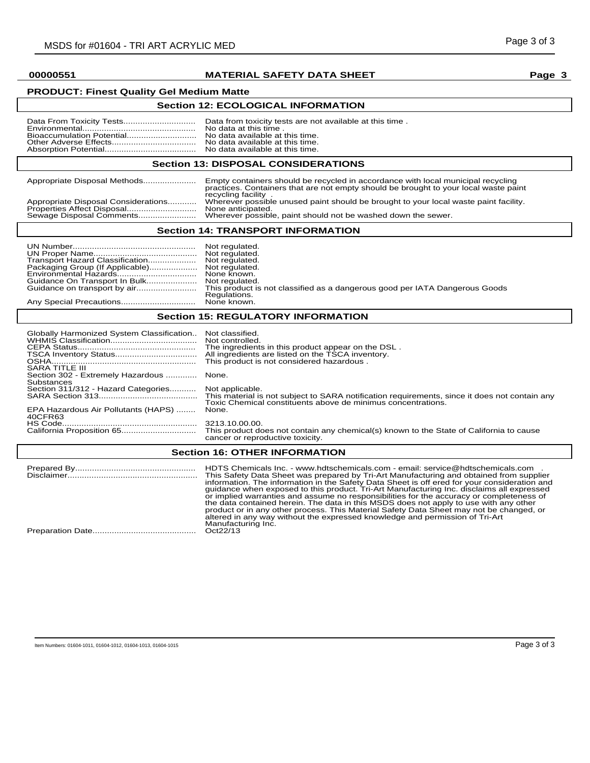**00000551** **MATERIAL SAFETY DATA SHEET** **Page 3**

**PRODUCT: Finest Quality Gel Medium Matte**

## Section 12: ECOLOGICAL INFORMATION

| | |
|---|---|
| Data From Toxicity Tests | Data from toxicity tests are not available at this time . |
| Environmental | No data at this time . |
| Bioaccumulation Potential | No data available at this time. |
| Other Adverse Effects | No data available at this time. |
| Absorption Potential | No data available at this time. |

## Section 13: DISPOSAL CONSIDERATIONS

| | |
|---|---|
| Appropriate Disposal Methods | Empty containers should be recycled in accordance with local municipal recycling practices. Containers that are not empty should be brought to your local waste paint recycling facility . |
| Appropriate Disposal Considerations | Wherever possible unused paint should be brought to your local waste paint facility. |
| Properties Affect Disposal | None anticipated. |
| Sewage Disposal Comments | Wherever possible, paint should not be washed down the sewer. |

## Section 14: TRANSPORT INFORMATION

| | |
|---|---|
| UN Number | Not regulated. |
| UN Proper Name | Not regulated. |
| Transport Hazard Classification | Not regulated. |
| Packaging Group (If Applicable) | Not regulated. |
| Environmental Hazards | None known. |
| Guidance On Transport In Bulk | Not regulated. |
| Guidance on transport by air | This product is not classified as a dangerous good per IATA Dangerous Goods Regulations. |
| Any Special Precautions | None known. |

## Section 15: REGULATORY INFORMATION

| | |
|---|---|
| Globally Harmonized System Classification | Not classified. |
| WHMIS Classification | Not controlled. |
| CEPA Status | The ingredients in this product appear on the DSL . |
| TSCA Inventory Status | All ingredients are listed on the TSCA inventory. |
| OSHA | This product is not considered hazardous . |
| SARA TITLE III | |
| Section 302 - Extremely Hazardous Substances | None. |
| Section 311/312 - Hazard Categories | Not applicable. |
| SARA Section 313 | This material is not subject to SARA notification requirements, since it does not contain any Toxic Chemical constituents above de minimus concentrations. |
| EPA Hazardous Air Pollutants (HAPS) 40CFR63 | None. |
| HS Code | 3213.10.00.00. |
| California Proposition 65 | This product does not contain any chemical(s) known to the State of California to cause cancer or reproductive toxicity. |

## Section 16: OTHER INFORMATION

| | |
|---|---|
| Prepared By | HDTS Chemicals Inc. - www.hdtschemicals.com - email: service@hdtschemicals.com . |
| Disclaimer | This Safety Data Sheet was prepared by Tri-Art Manufacturing and obtained from supplier information. The information in the Safety Data Sheet is off ered for your consideration and guidance when exposed to this product. Tri-Art Manufacturing Inc. disclaims all expressed or implied warranties and assume no responsibilities for the accuracy or completeness of the data contained herein. The data in this MSDS does not apply to use with any other product or in any other process. This Material Safety Data Sheet may not be changed, or altered in any way without the expressed knowledge and permission of Tri-Art Manufacturing Inc. |
| Preparation Date | Oct22/13 |

Item Numbers: 01604-1011, 01604-1012, 01604-1013, 01604-1015